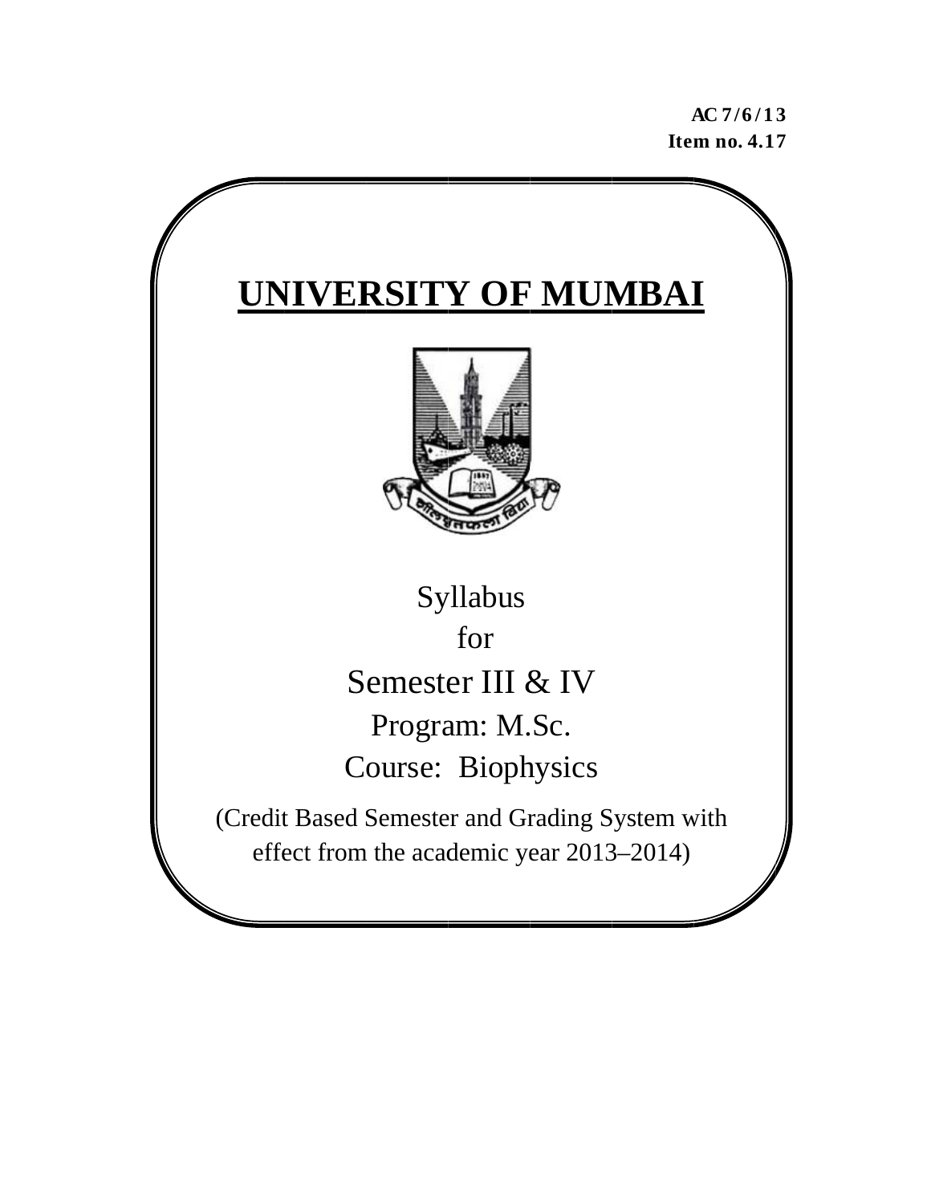**AC 7/6/13**
**Item no. 4.17**

# UNIVERSITY OF MUMBAI

Syllabus

for

Semester III & IV

Program: M.Sc.

Course: Biophysics

(Credit Based Semester and Grading System with effect from the academic year 2013–2014)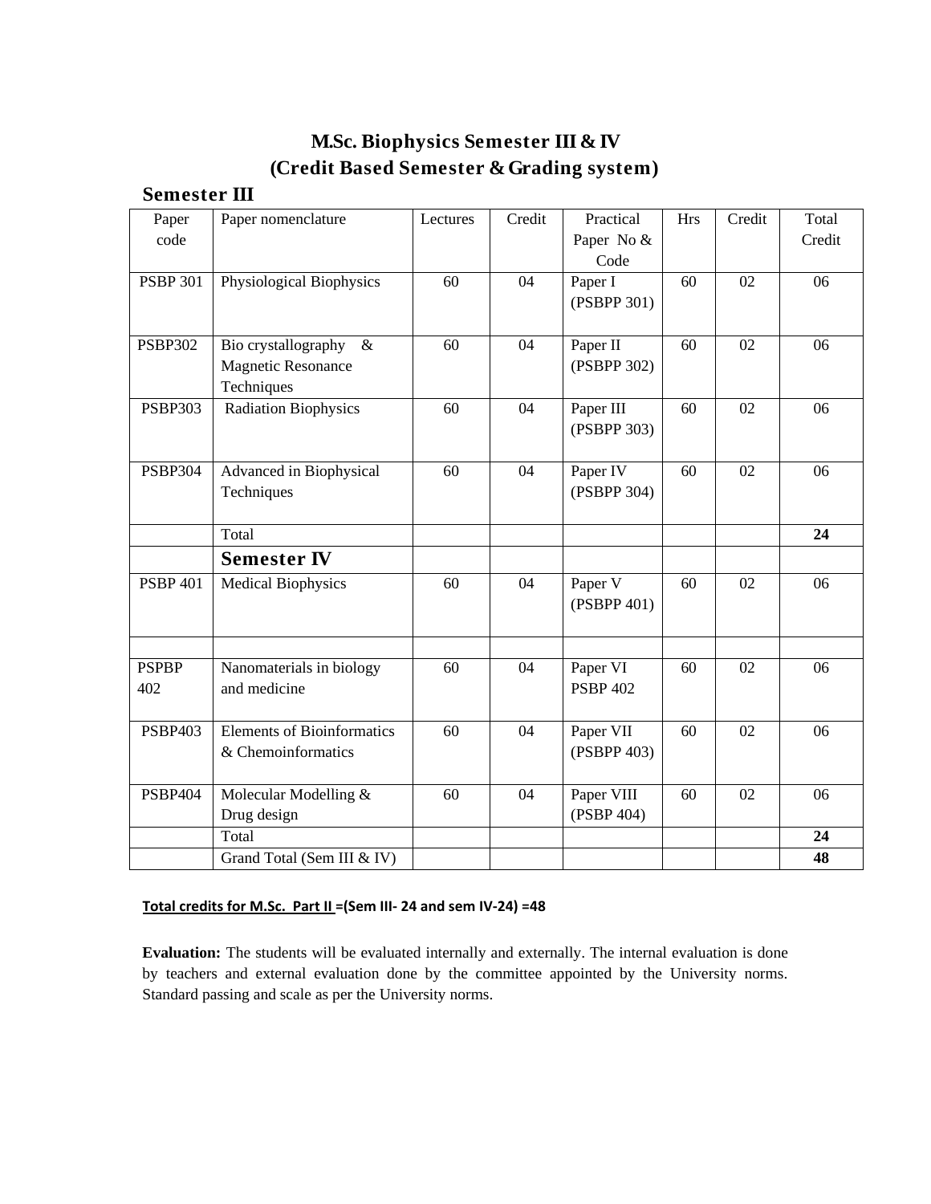# M.Sc. Biophysics Semester III & IV
## (Credit Based Semester & Grading system)

### Semester III

| Paper code | Paper nomenclature | Lectures | Credit | Practical Paper No & Code | Hrs | Credit | Total Credit |
|---|---|---|---|---|---|---|---|
| PSBP 301 | Physiological Biophysics | 60 | 04 | Paper I (PSBPP 301) | 60 | 02 | 06 |
| PSBP302 | Bio crystallography & Magnetic Resonance Techniques | 60 | 04 | Paper II (PSBPP 302) | 60 | 02 | 06 |
| PSBP303 | Radiation Biophysics | 60 | 04 | Paper III (PSBPP 303) | 60 | 02 | 06 |
| PSBP304 | Advanced in Biophysical Techniques | 60 | 04 | Paper IV (PSBPP 304) | 60 | 02 | 06 |
| | Total | | | | | | **24** |
| | **Semester IV** | | | | | | |
| PSBP 401 | Medical Biophysics | 60 | 04 | Paper V (PSBPP 401) | 60 | 02 | 06 |
| | | | | | | | |
| PSPBP 402 | Nanomaterials in biology and medicine | 60 | 04 | Paper VI PSBP 402 | 60 | 02 | 06 |
| PSBP403 | Elements of Bioinformatics & Chemoinformatics | 60 | 04 | Paper VII (PSBPP 403) | 60 | 02 | 06 |
| PSBP404 | Molecular Modelling & Drug design | 60 | 04 | Paper VIII (PSBP 404) | 60 | 02 | 06 |
| | Total | | | | | | **24** |
| | Grand Total (Sem III & IV) | | | | | | **48** |

**Total credits for M.Sc. Part II =(Sem III- 24 and sem IV-24) =48**

**Evaluation:** The students will be evaluated internally and externally. The internal evaluation is done by teachers and external evaluation done by the committee appointed by the University norms. Standard passing and scale as per the University norms.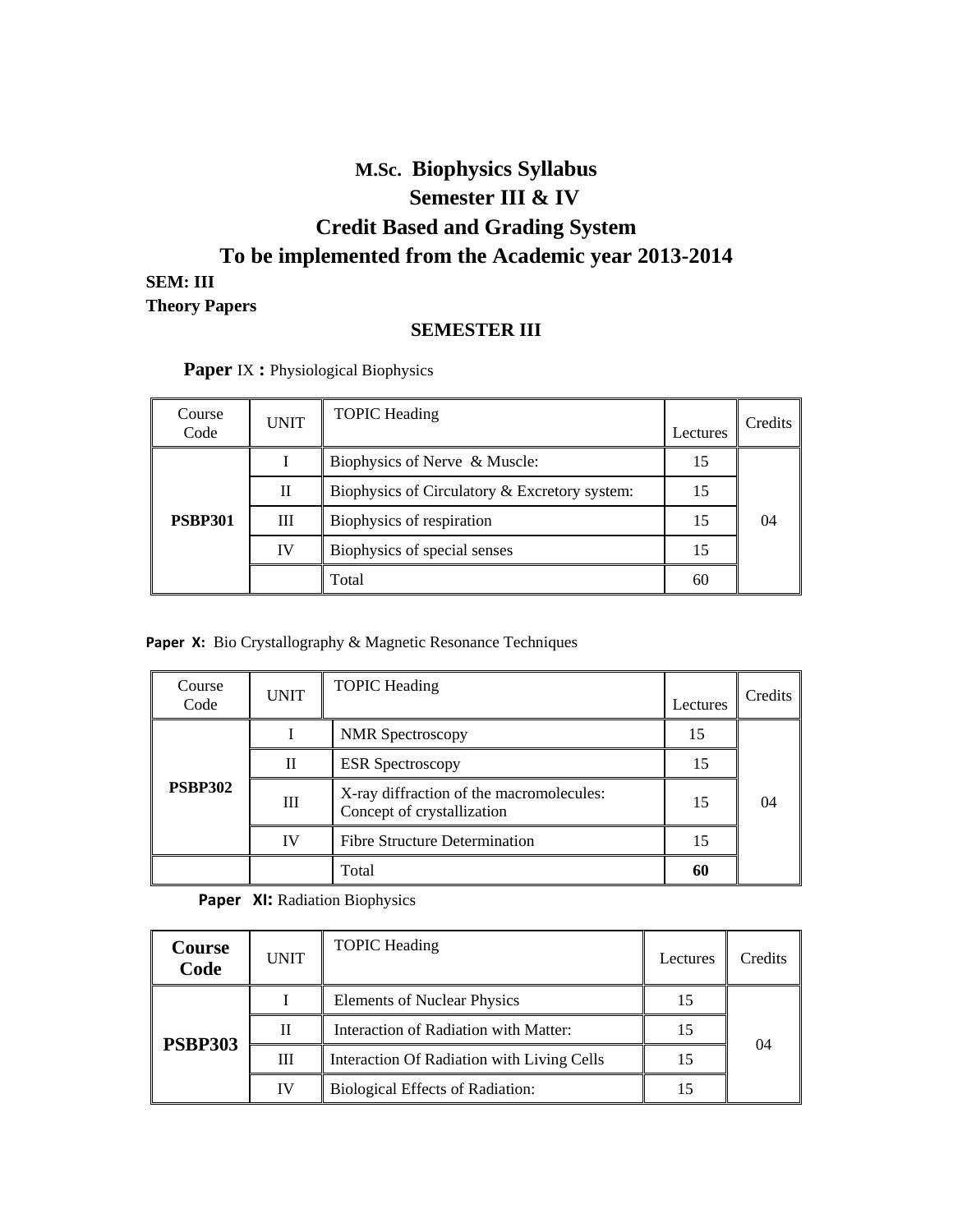# M.Sc. Biophysics Syllabus

## Semester III & IV

## Credit Based and Grading System

## To be implemented from the Academic year 2013-2014

**SEM: III**

**Theory Papers**

### SEMESTER III

**Paper** IX **:** Physiological Biophysics

| Course Code | UNIT | TOPIC Heading | Lectures | Credits |
|---|---|---|---|---|
| PSBP301 | I | Biophysics of Nerve & Muscle: | 15 | 04 |
| | II | Biophysics of Circulatory & Excretory system: | 15 | |
| | III | Biophysics of respiration | 15 | |
| | IV | Biophysics of special senses | 15 | |
| | | Total | 60 | |

**Paper X:** Bio Crystallography & Magnetic Resonance Techniques

| Course Code | UNIT | TOPIC Heading | Lectures | Credits |
|---|---|---|---|---|
| PSBP302 | I | NMR Spectroscopy | 15 | 04 |
| | II | ESR Spectroscopy | 15 | |
| | III | X-ray diffraction of the macromolecules: Concept of crystallization | 15 | |
| | IV | Fibre Structure Determination | 15 | |
| | | Total | **60** | |

**Paper XI:** Radiation Biophysics

| Course Code | UNIT | TOPIC Heading | Lectures | Credits |
|---|---|---|---|---|
| PSBP303 | I | Elements of Nuclear Physics | 15 | 04 |
| | II | Interaction of Radiation with Matter: | 15 | |
| | III | Interaction Of Radiation with Living Cells | 15 | |
| | IV | Biological Effects of Radiation: | 15 | |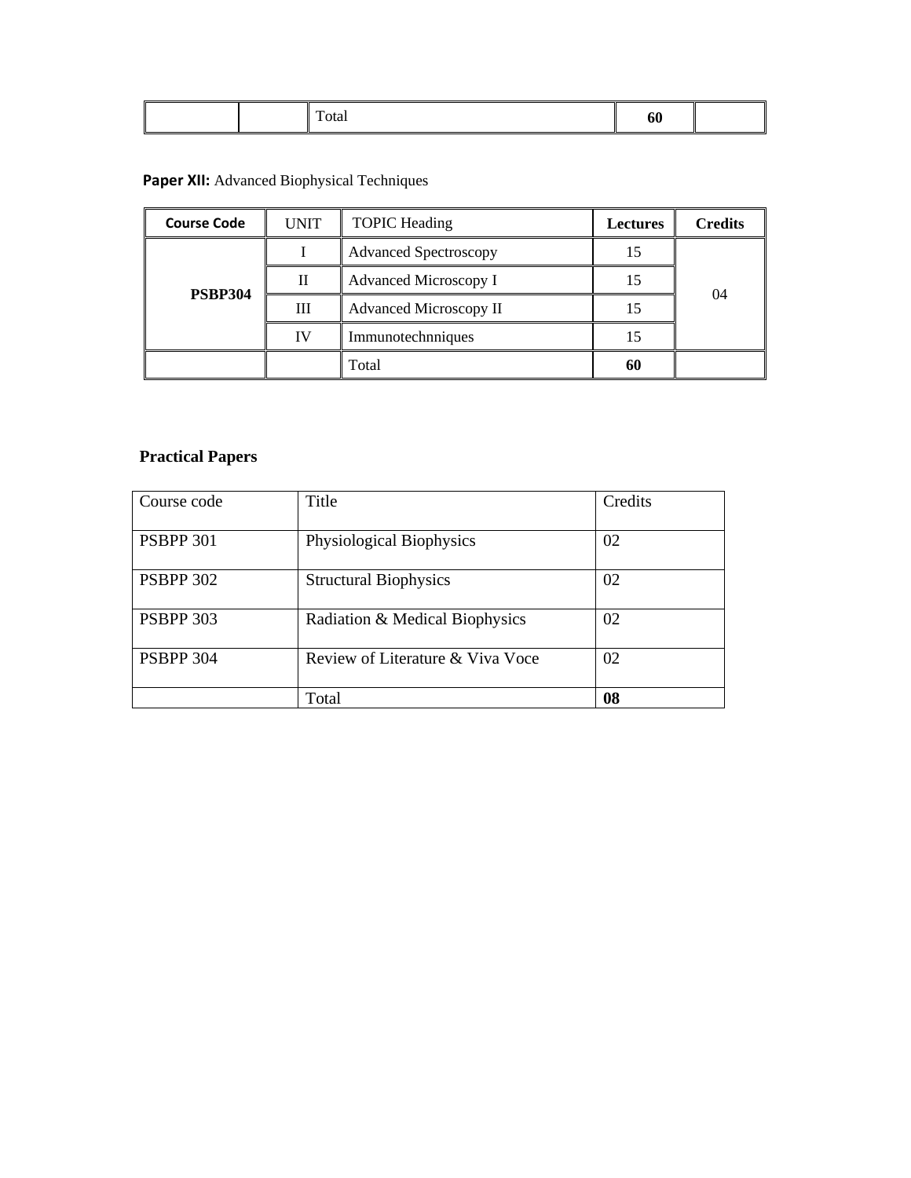| | | Total | **60** | |
|---|---|---|---|---|

**Paper XII:** Advanced Biophysical Techniques

| **Course Code** | UNIT | TOPIC Heading | **Lectures** | **Credits** |
|---|---|---|---|---|
| **PSBP304** | I | Advanced Spectroscopy | 15 | 04 |
| | II | Advanced Microscopy I | 15 | |
| | III | Advanced Microscopy II | 15 | |
| | IV | Immunotechnniques | 15 | |
| | | Total | **60** | |

## Practical Papers

| Course code | Title | Credits |
|---|---|---|
| PSBPP 301 | Physiological Biophysics | 02 |
| PSBPP 302 | Structural Biophysics | 02 |
| PSBPP 303 | Radiation & Medical Biophysics | 02 |
| PSBPP 304 | Review of Literature & Viva Voce | 02 |
| | Total | **08** |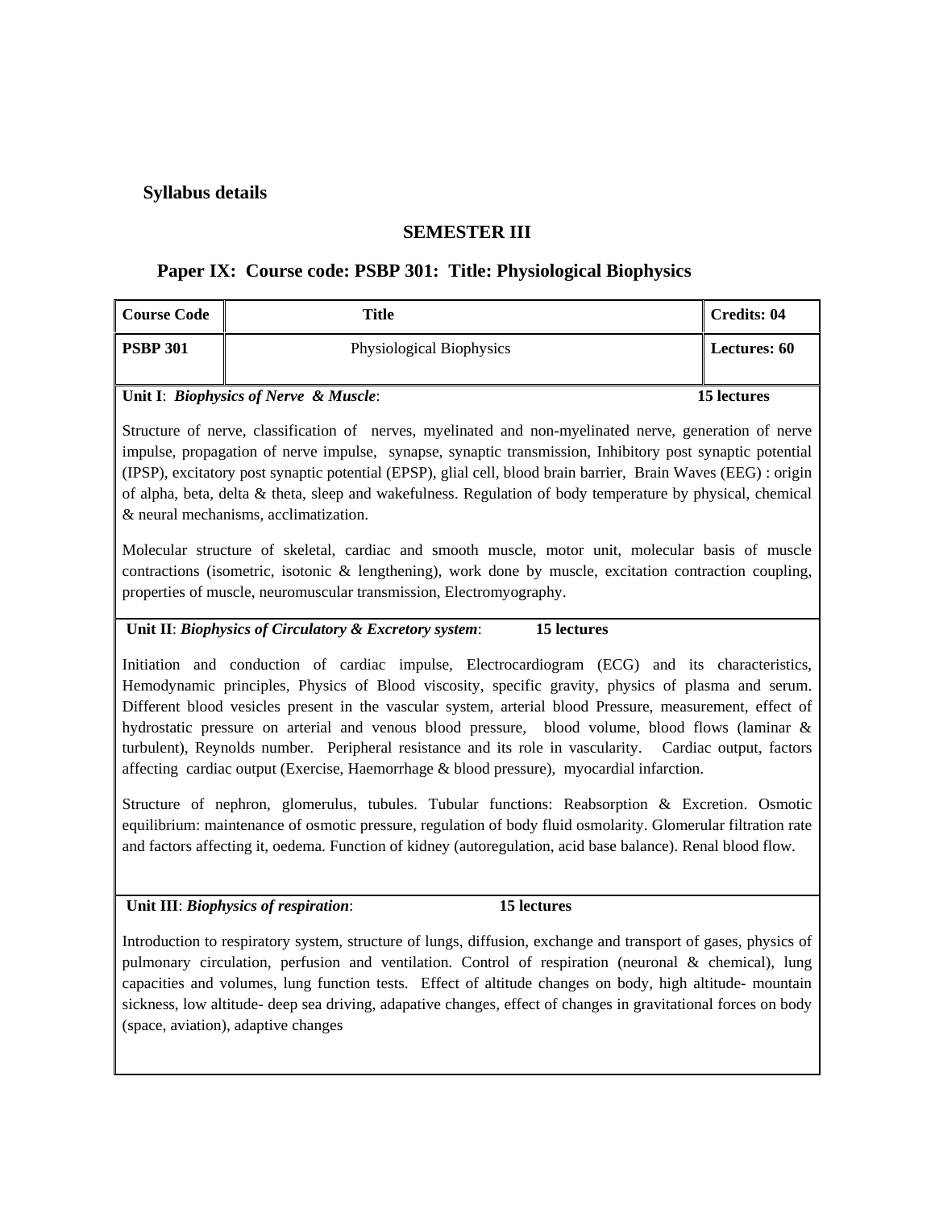## Syllabus details

### SEMESTER III

### Paper IX: Course code: PSBP 301: Title: Physiological Biophysics

| Course Code | Title | Credits: 04 |
|---|---|---|
| **PSBP 301** | Physiological Biophysics | **Lectures: 60** |

**Unit I**: ***Biophysics of Nerve & Muscle***: **15 lectures**

Structure of nerve, classification of nerves, myelinated and non-myelinated nerve, generation of nerve impulse, propagation of nerve impulse, synapse, synaptic transmission, Inhibitory post synaptic potential (IPSP), excitatory post synaptic potential (EPSP), glial cell, blood brain barrier, Brain Waves (EEG) : origin of alpha, beta, delta & theta, sleep and wakefulness. Regulation of body temperature by physical, chemical & neural mechanisms, acclimatization.

Molecular structure of skeletal, cardiac and smooth muscle, motor unit, molecular basis of muscle contractions (isometric, isotonic & lengthening), work done by muscle, excitation contraction coupling, properties of muscle, neuromuscular transmission, Electromyography.

**Unit II**: ***Biophysics of Circulatory & Excretory system***: **15 lectures**

Initiation and conduction of cardiac impulse, Electrocardiogram (ECG) and its characteristics, Hemodynamic principles, Physics of Blood viscosity, specific gravity, physics of plasma and serum. Different blood vesicles present in the vascular system, arterial blood Pressure, measurement, effect of hydrostatic pressure on arterial and venous blood pressure, blood volume, blood flows (laminar & turbulent), Reynolds number. Peripheral resistance and its role in vascularity. Cardiac output, factors affecting cardiac output (Exercise, Haemorrhage & blood pressure), myocardial infarction.

Structure of nephron, glomerulus, tubules. Tubular functions: Reabsorption & Excretion. Osmotic equilibrium: maintenance of osmotic pressure, regulation of body fluid osmolarity. Glomerular filtration rate and factors affecting it, oedema. Function of kidney (autoregulation, acid base balance). Renal blood flow.

**Unit III**: ***Biophysics of respiration***: **15 lectures**

Introduction to respiratory system, structure of lungs, diffusion, exchange and transport of gases, physics of pulmonary circulation, perfusion and ventilation. Control of respiration (neuronal & chemical), lung capacities and volumes, lung function tests. Effect of altitude changes on body, high altitude- mountain sickness, low altitude- deep sea driving, adapative changes, effect of changes in gravitational forces on body (space, aviation), adaptive changes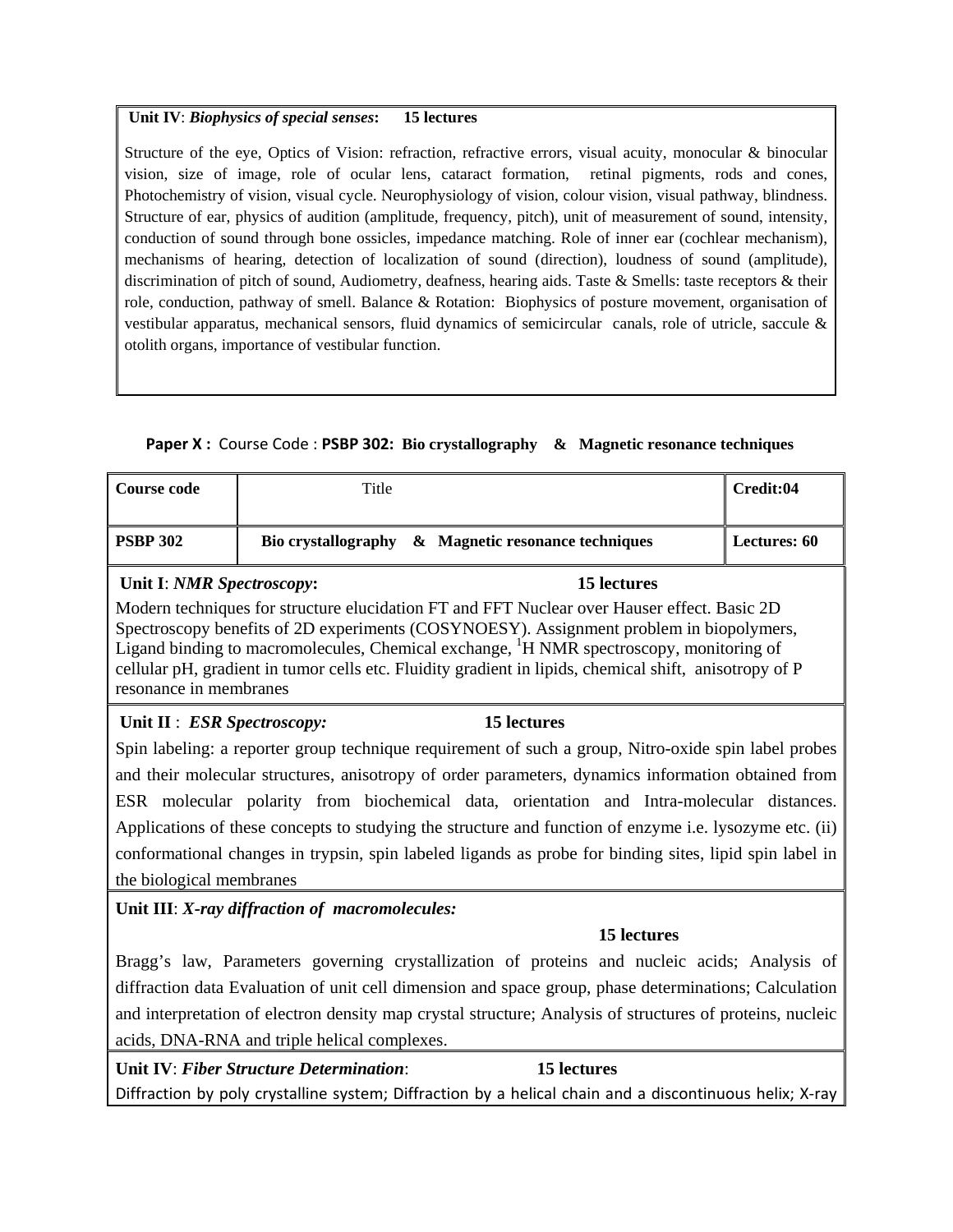**Unit IV**: ***Biophysics of special senses*:** **15 lectures**

Structure of the eye, Optics of Vision: refraction, refractive errors, visual acuity, monocular & binocular vision, size of image, role of ocular lens, cataract formation, retinal pigments, rods and cones, Photochemistry of vision, visual cycle. Neurophysiology of vision, colour vision, visual pathway, blindness. Structure of ear, physics of audition (amplitude, frequency, pitch), unit of measurement of sound, intensity, conduction of sound through bone ossicles, impedance matching. Role of inner ear (cochlear mechanism), mechanisms of hearing, detection of localization of sound (direction), loudness of sound (amplitude), discrimination of pitch of sound, Audiometry, deafness, hearing aids. Taste & Smells: taste receptors & their role, conduction, pathway of smell. Balance & Rotation: Biophysics of posture movement, organisation of vestibular apparatus, mechanical sensors, fluid dynamics of semicircular canals, role of utricle, saccule & otolith organs, importance of vestibular function.

**Paper X :** Course Code : **PSBP 302: Bio crystallography & Magnetic resonance techniques**

| Course code | Title | Credit:04 |
|---|---|---|
| **PSBP 302** | **Bio crystallography & Magnetic resonance techniques** | **Lectures: 60** |

**Unit I**: ***NMR Spectroscopy*:** **15 lectures**

Modern techniques for structure elucidation FT and FFT Nuclear over Hauser effect. Basic 2D Spectroscopy benefits of 2D experiments (COSYNOESY). Assignment problem in biopolymers, Ligand binding to macromolecules, Chemical exchange, $^{1}$H NMR spectroscopy, monitoring of cellular pH, gradient in tumor cells etc. Fluidity gradient in lipids, chemical shift, anisotropy of P resonance in membranes

**Unit II** : ***ESR Spectroscopy:*** **15 lectures**

Spin labeling: a reporter group technique requirement of such a group, Nitro-oxide spin label probes and their molecular structures, anisotropy of order parameters, dynamics information obtained from ESR molecular polarity from biochemical data, orientation and Intra-molecular distances. Applications of these concepts to studying the structure and function of enzyme i.e. lysozyme etc. (ii) conformational changes in trypsin, spin labeled ligands as probe for binding sites, lipid spin label in the biological membranes

**Unit III**: ***X-ray diffraction of macromolecules:*** **15 lectures**

Bragg's law, Parameters governing crystallization of proteins and nucleic acids; Analysis of diffraction data Evaluation of unit cell dimension and space group, phase determinations; Calculation and interpretation of electron density map crystal structure; Analysis of structures of proteins, nucleic acids, DNA-RNA and triple helical complexes.

**Unit IV**: ***Fiber Structure Determination*:** **15 lectures**

Diffraction by poly crystalline system; Diffraction by a helical chain and a discontinuous helix; X-ray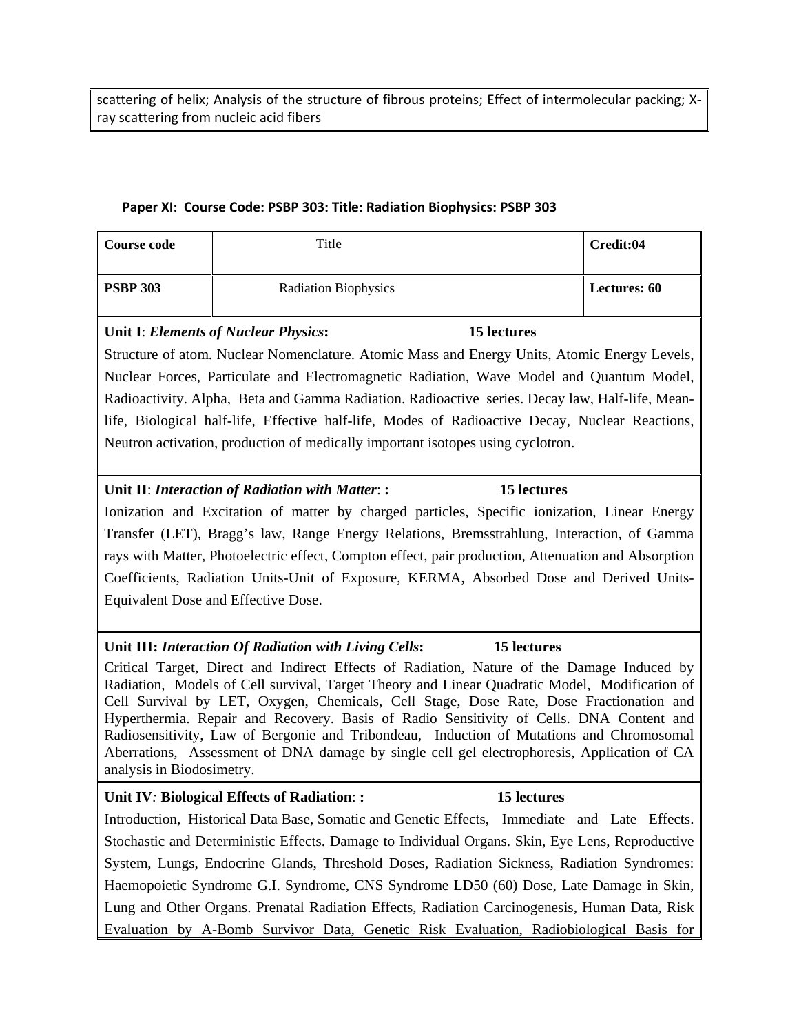scattering of helix; Analysis of the structure of fibrous proteins; Effect of intermolecular packing; X-ray scattering from nucleic acid fibers

**Paper XI: Course Code: PSBP 303: Title: Radiation Biophysics: PSBP 303**

| **Course code** | Title | **Credit:04** |
| --- | --- | --- |
| **PSBP 303** | Radiation Biophysics | **Lectures: 60** |

**Unit I**: ***Elements of Nuclear Physics*****:** **15 lectures**

Structure of atom. Nuclear Nomenclature. Atomic Mass and Energy Units, Atomic Energy Levels, Nuclear Forces, Particulate and Electromagnetic Radiation, Wave Model and Quantum Model, Radioactivity. Alpha, Beta and Gamma Radiation. Radioactive series. Decay law, Half-life, Mean-life, Biological half-life, Effective half-life, Modes of Radioactive Decay, Nuclear Reactions, Neutron activation, production of medically important isotopes using cyclotron.

**Unit II**: ***Interaction of Radiation with Matter*****: :** **15 lectures**

Ionization and Excitation of matter by charged particles, Specific ionization, Linear Energy Transfer (LET), Bragg's law, Range Energy Relations, Bremsstrahlung, Interaction, of Gamma rays with Matter, Photoelectric effect, Compton effect, pair production, Attenuation and Absorption Coefficients, Radiation Units-Unit of Exposure, KERMA, Absorbed Dose and Derived Units-Equivalent Dose and Effective Dose.

**Unit III:** ***Interaction Of Radiation with Living Cells*****:** **15 lectures**

Critical Target, Direct and Indirect Effects of Radiation, Nature of the Damage Induced by Radiation, Models of Cell survival, Target Theory and Linear Quadratic Model, Modification of Cell Survival by LET, Oxygen, Chemicals, Cell Stage, Dose Rate, Dose Fractionation and Hyperthermia. Repair and Recovery. Basis of Radio Sensitivity of Cells. DNA Content and Radiosensitivity, Law of Bergonie and Tribondeau, Induction of Mutations and Chromosomal Aberrations, Assessment of DNA damage by single cell gel electrophoresis, Application of CA analysis in Biodosimetry.

**Unit IV***:* **Biological Effects of Radiation: :** **15 lectures**

Introduction, Historical Data Base, Somatic and Genetic Effects, Immediate and Late Effects. Stochastic and Deterministic Effects. Damage to Individual Organs. Skin, Eye Lens, Reproductive System, Lungs, Endocrine Glands, Threshold Doses, Radiation Sickness, Radiation Syndromes: Haemopoietic Syndrome G.I. Syndrome, CNS Syndrome LD50 (60) Dose, Late Damage in Skin, Lung and Other Organs. Prenatal Radiation Effects, Radiation Carcinogenesis, Human Data, Risk Evaluation by A-Bomb Survivor Data, Genetic Risk Evaluation, Radiobiological Basis for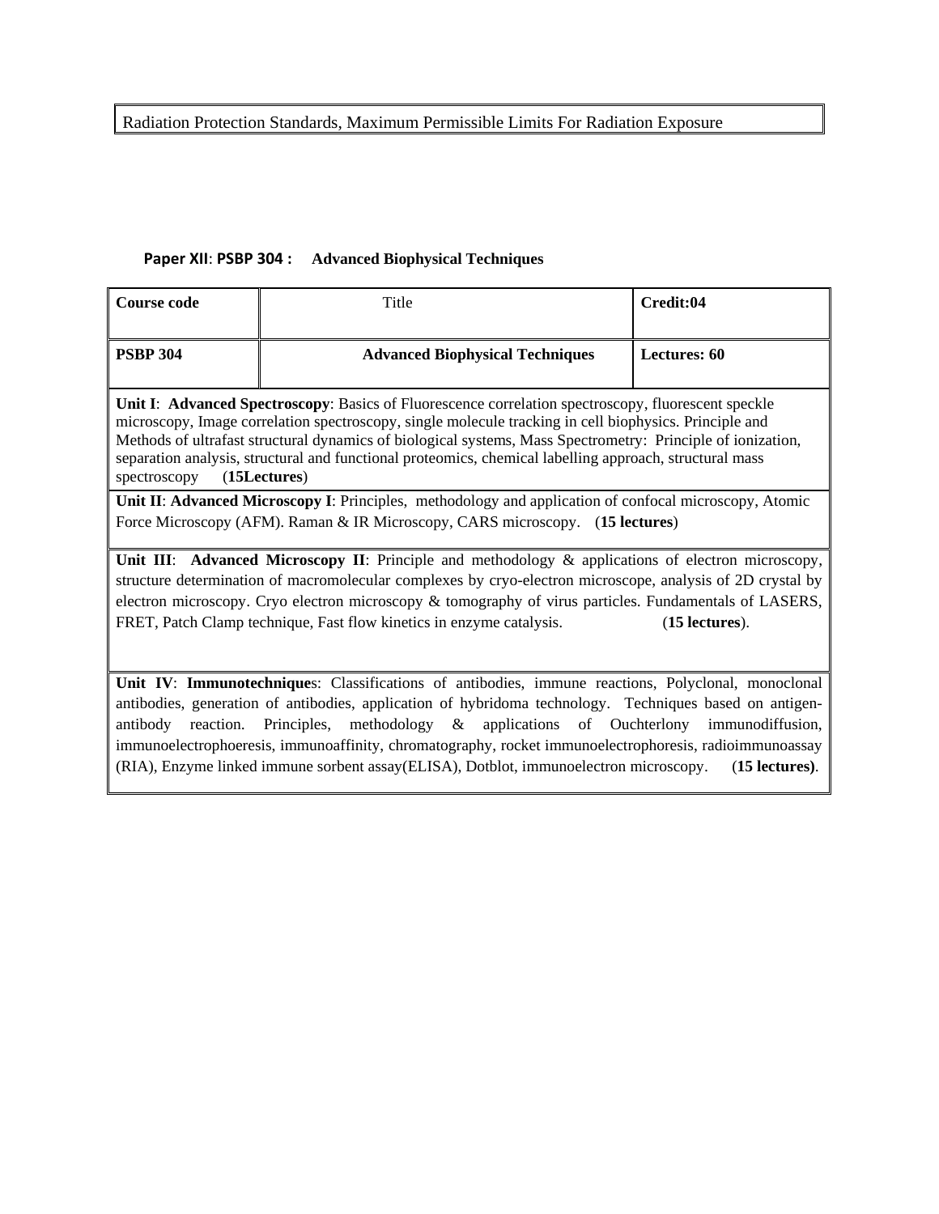| Radiation Protection Standards, Maximum Permissible Limits For Radiation Exposure |
|---|

**Paper XII**: **PSBP 304 : Advanced Biophysical Techniques**

| Course code | Title | Credit:04 |
|---|---|---|
| **PSBP 304** | **Advanced Biophysical Techniques** | **Lectures: 60** |
| **Unit I**: **Advanced Spectroscopy**: Basics of Fluorescence correlation spectroscopy, fluorescent speckle microscopy, Image correlation spectroscopy, single molecule tracking in cell biophysics. Principle and Methods of ultrafast structural dynamics of biological systems, Mass Spectrometry: Principle of ionization, separation analysis, structural and functional proteomics, chemical labelling approach, structural mass spectroscopy (**15Lectures**) | | |
| **Unit II**: **Advanced Microscopy I**: Principles, methodology and application of confocal microscopy, Atomic Force Microscopy (AFM). Raman & IR Microscopy, CARS microscopy. (**15 lectures**) | | |
| **Unit III**: **Advanced Microscopy II**: Principle and methodology & applications of electron microscopy, structure determination of macromolecular complexes by cryo-electron microscope, analysis of 2D crystal by electron microscopy. Cryo electron microscopy & tomography of virus particles. Fundamentals of LASERS, FRET, Patch Clamp technique, Fast flow kinetics in enzyme catalysis. (**15 lectures**). | | |
| **Unit IV**: **Immunotechnique**s: Classifications of antibodies, immune reactions, Polyclonal, monoclonal antibodies, generation of antibodies, application of hybridoma technology. Techniques based on antigen-antibody reaction. Principles, methodology & applications of Ouchterlony immunodiffusion, immunoelectrophoeresis, immunoaffinity, chromatography, rocket immunoelectrophoresis, radioimmunoassay (RIA), Enzyme linked immune sorbent assay(ELISA), Dotblot, immunoelectron microscopy. (**15 lectures)**. | | |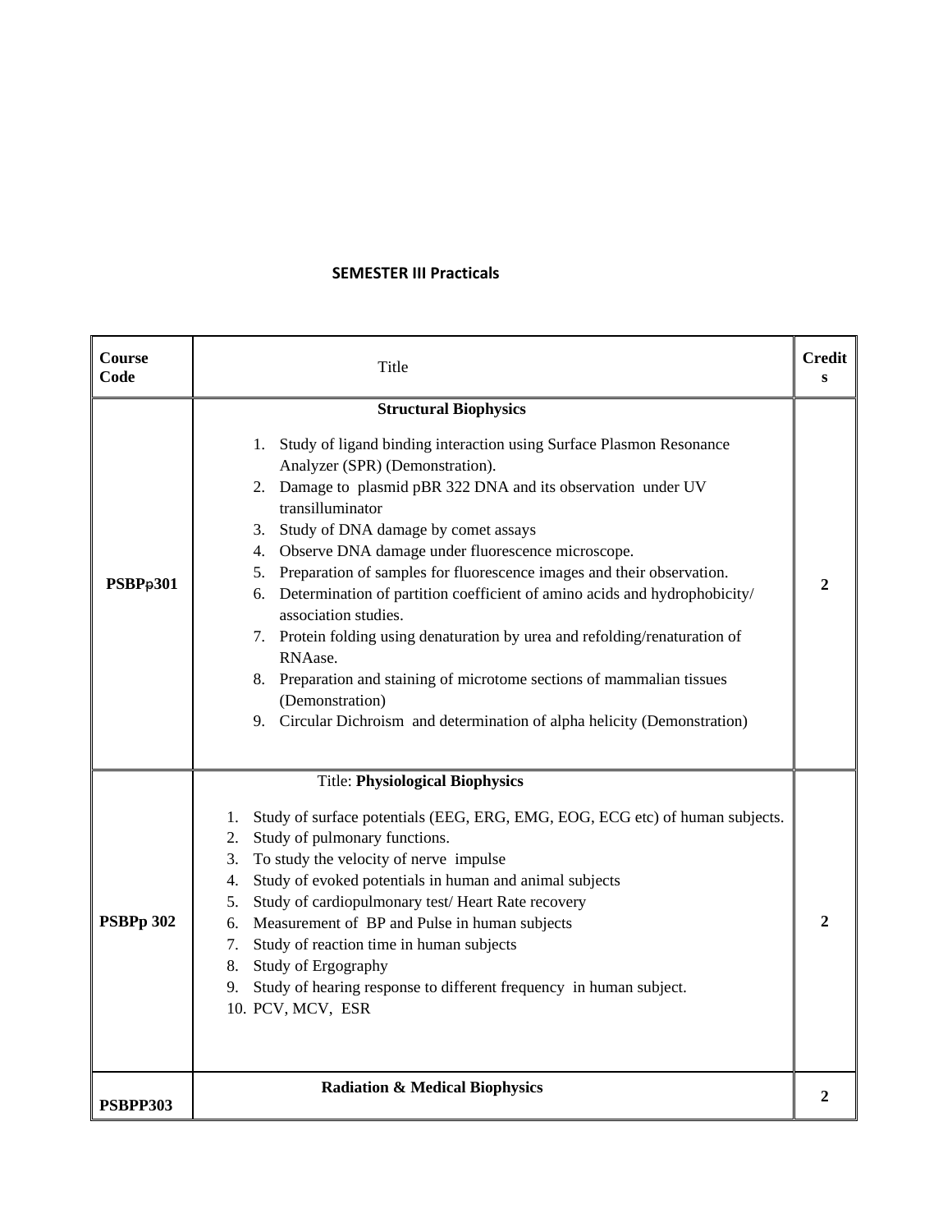**SEMESTER III Practicals**

| Course Code | Title | Credits |
|---|---|---|
| PSBPp301 | **Structural Biophysics**<br><br>1. Study of ligand binding interaction using Surface Plasmon Resonance Analyzer (SPR) (Demonstration).<br>2. Damage to plasmid pBR 322 DNA and its observation under UV transilluminator<br>3. Study of DNA damage by comet assays<br>4. Observe DNA damage under fluorescence microscope.<br>5. Preparation of samples for fluorescence images and their observation.<br>6. Determination of partition coefficient of amino acids and hydrophobicity/ association studies.<br>7. Protein folding using denaturation by urea and refolding/renaturation of RNAase.<br>8. Preparation and staining of microtome sections of mammalian tissues (Demonstration)<br>9. Circular Dichroism and determination of alpha helicity (Demonstration) | 2 |
| PSBPp 302 | Title: **Physiological Biophysics**<br><br>1. Study of surface potentials (EEG, ERG, EMG, EOG, ECG etc) of human subjects.<br>2. Study of pulmonary functions.<br>3. To study the velocity of nerve impulse<br>4. Study of evoked potentials in human and animal subjects<br>5. Study of cardiopulmonary test/ Heart Rate recovery<br>6. Measurement of BP and Pulse in human subjects<br>7. Study of reaction time in human subjects<br>8. Study of Ergography<br>9. Study of hearing response to different frequency in human subject.<br>10. PCV, MCV, ESR | 2 |
| PSBPP303 | **Radiation & Medical Biophysics** | 2 |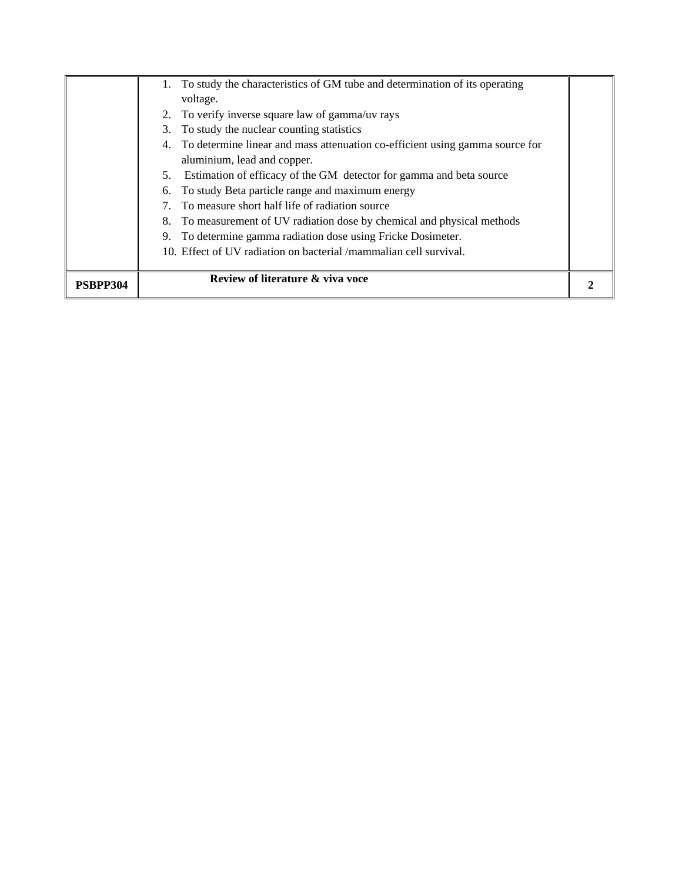| | | |
|---|---|---|
| | 1. To study the characteristics of GM tube and determination of its operating voltage.<br>2. To verify inverse square law of gamma/uv rays<br>3. To study the nuclear counting statistics<br>4. To determine linear and mass attenuation co-efficient using gamma source for aluminium, lead and copper.<br>5. Estimation of efficacy of the GM detector for gamma and beta source<br>6. To study Beta particle range and maximum energy<br>7. To measure short half life of radiation source<br>8. To measurement of UV radiation dose by chemical and physical methods<br>9. To determine gamma radiation dose using Fricke Dosimeter.<br>10. Effect of UV radiation on bacterial /mammalian cell survival. | |
| **PSBPP304** | **Review of literature & viva voce** | **2** |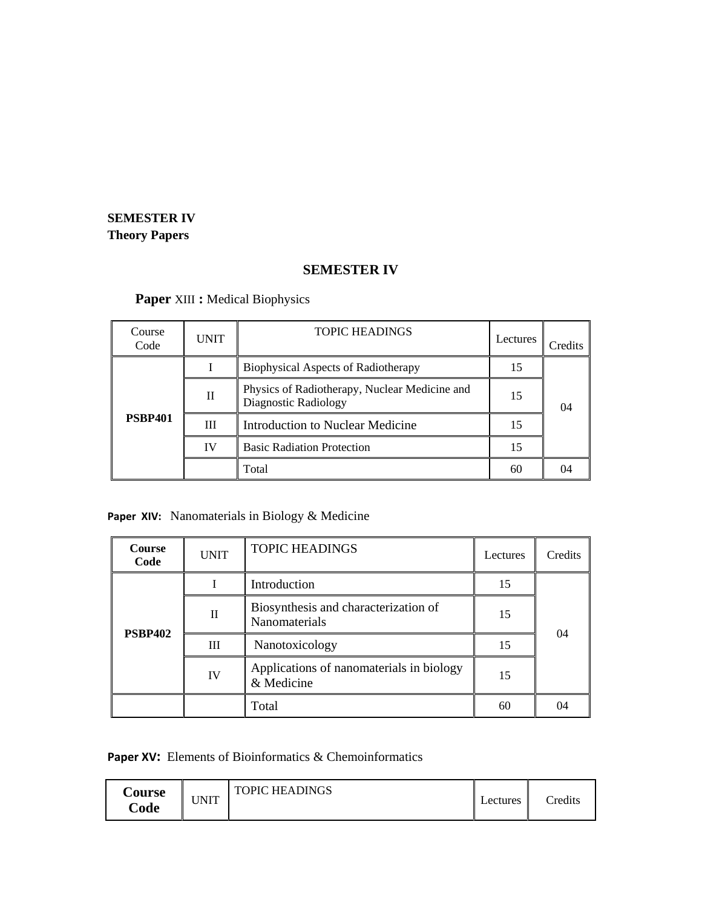**SEMESTER IV**
**Theory Papers**

## SEMESTER IV

**Paper** XIII **:** Medical Biophysics

| Course Code | UNIT | TOPIC HEADINGS | Lectures | Credits |
|---|---|---|---|---|
| **PSBP401** | I | Biophysical Aspects of Radiotherapy | 15 | 04 |
| | II | Physics of Radiotherapy, Nuclear Medicine and Diagnostic Radiology | 15 | |
| | III | Introduction to Nuclear Medicine | 15 | |
| | IV | Basic Radiation Protection | 15 | |
| | | Total | 60 | 04 |

**Paper XIV:** Nanomaterials in Biology & Medicine

| **Course Code** | UNIT | TOPIC HEADINGS | Lectures | Credits |
|---|---|---|---|---|
| **PSBP402** | I | Introduction | 15 | 04 |
| | II | Biosynthesis and characterization of Nanomaterials | 15 | |
| | III | Nanotoxicology | 15 | |
| | IV | Applications of nanomaterials in biology & Medicine | 15 | |
| | | Total | 60 | 04 |

**Paper XV:** Elements of Bioinformatics & Chemoinformatics

| **Course Code** | UNIT | TOPIC HEADINGS | Lectures | Credits |
|---|---|---|---|---|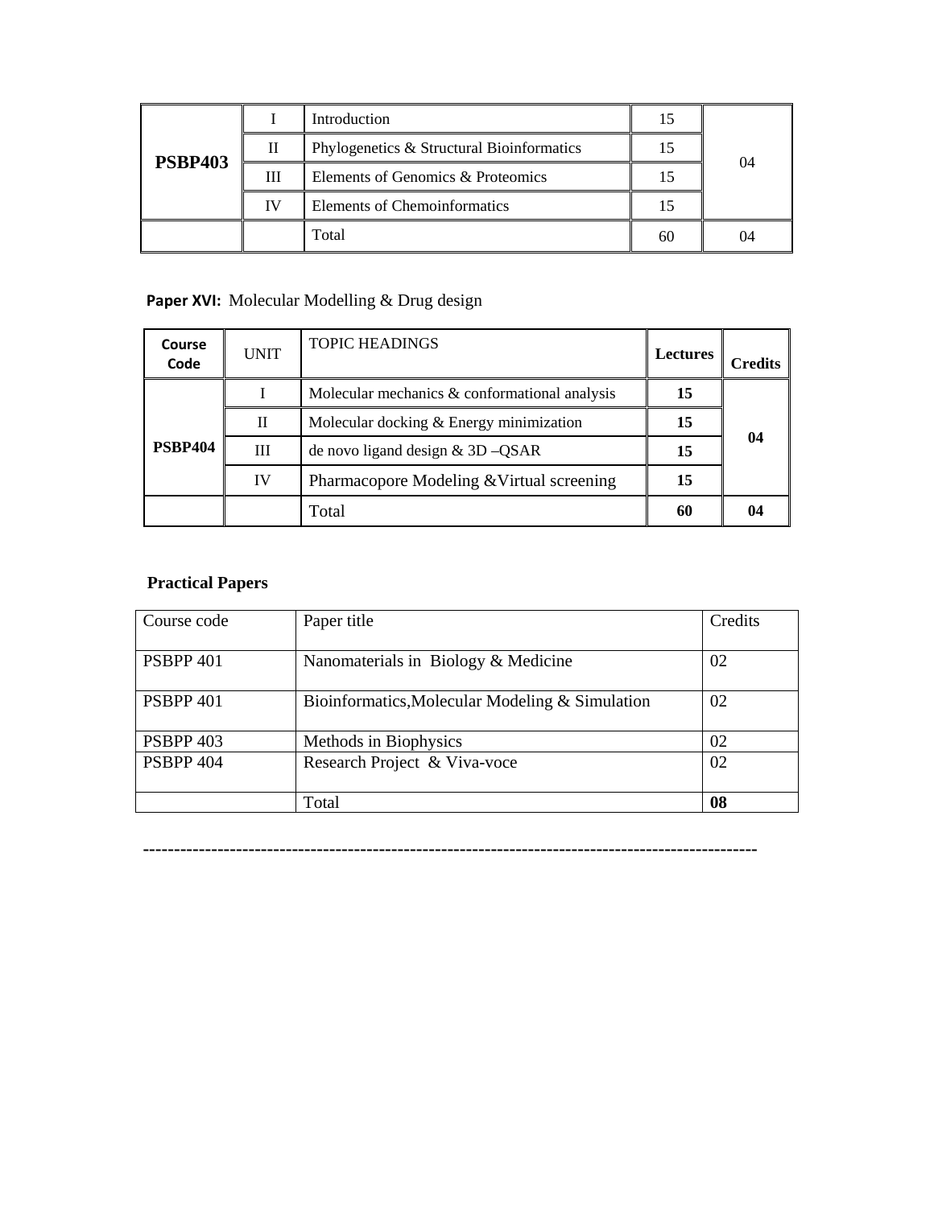| PSBP403 | I | Introduction | 15 | 04 |
|---|---|---|---|---|
| | II | Phylogenetics & Structural Bioinformatics | 15 | |
| | III | Elements of Genomics & Proteomics | 15 | |
| | IV | Elements of Chemoinformatics | 15 | |
| | | Total | 60 | 04 |

**Paper XVI:** Molecular Modelling & Drug design

| Course Code | UNIT | TOPIC HEADINGS | Lectures | Credits |
|---|---|---|---|---|
| **PSBP404** | I | Molecular mechanics & conformational analysis | **15** | **04** |
| | II | Molecular docking & Energy minimization | **15** | |
| | III | de novo ligand design & 3D –QSAR | **15** | |
| | IV | Pharmacopore Modeling &Virtual screening | **15** | |
| | | Total | **60** | **04** |

**Practical Papers**

| Course code | Paper title | Credits |
|---|---|---|
| PSBPP 401 | Nanomaterials in Biology & Medicine | 02 |
| PSBPP 401 | Bioinformatics,Molecular Modeling & Simulation | 02 |
| PSBPP 403 | Methods in Biophysics | 02 |
| PSBPP 404 | Research Project & Viva-voce | 02 |
| | Total | **08** |

---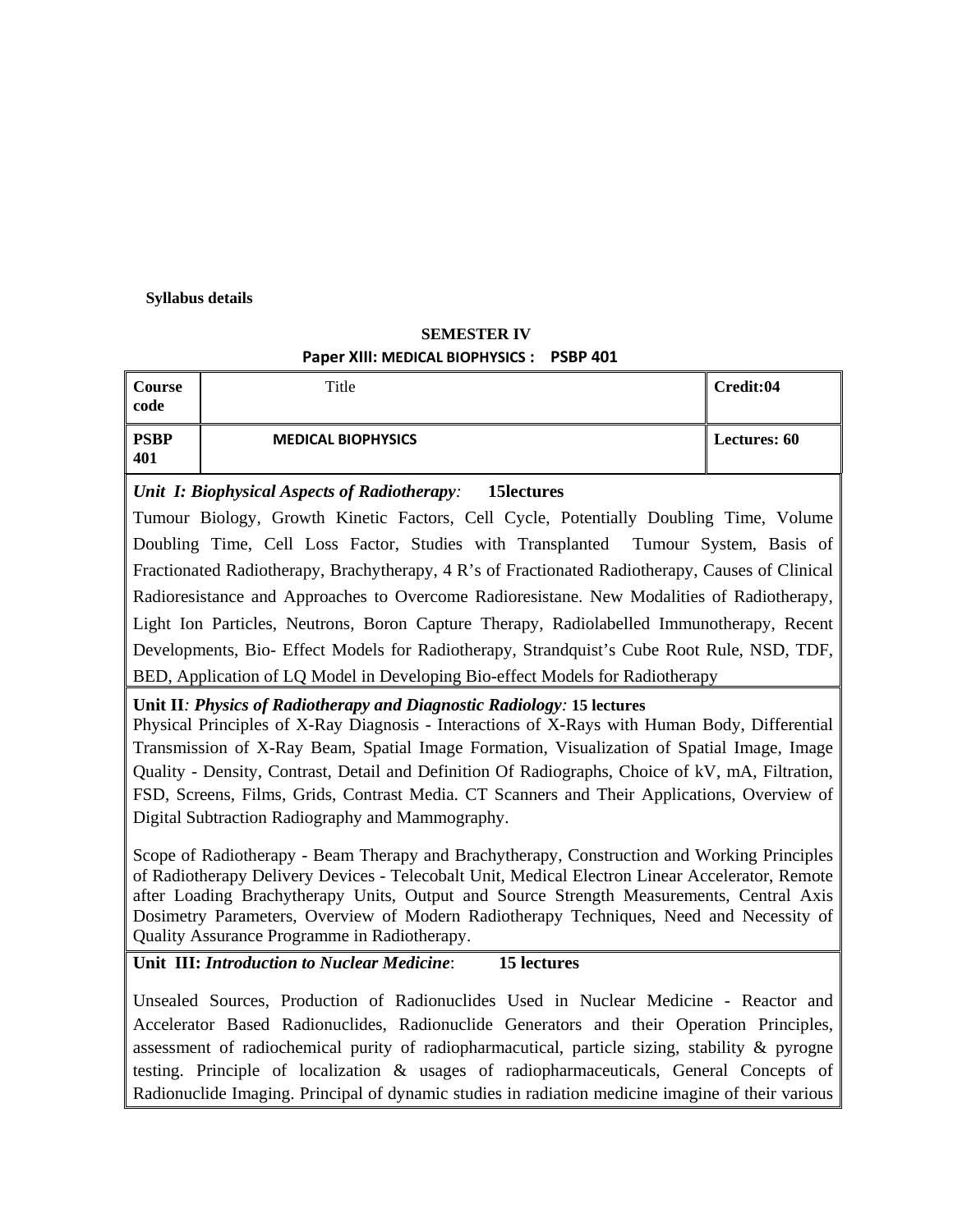**Syllabus details**

**SEMESTER IV**

**Paper XIII: MEDICAL BIOPHYSICS : PSBP 401**

| Course code | Title | Credit:04 |
|---|---|---|
| **PSBP 401** | **MEDICAL BIOPHYSICS** | **Lectures: 60** |

***Unit I: Biophysical Aspects of Radiotherapy*: 15lectures**

Tumour Biology, Growth Kinetic Factors, Cell Cycle, Potentially Doubling Time, Volume Doubling Time, Cell Loss Factor, Studies with Transplanted Tumour System, Basis of Fractionated Radiotherapy, Brachytherapy, 4 R's of Fractionated Radiotherapy, Causes of Clinical Radioresistance and Approaches to Overcome Radioresistane. New Modalities of Radiotherapy, Light Ion Particles, Neutrons, Boron Capture Therapy, Radiolabelled Immunotherapy, Recent Developments, Bio- Effect Models for Radiotherapy, Strandquist's Cube Root Rule, NSD, TDF, BED, Application of LQ Model in Developing Bio-effect Models for Radiotherapy

**Unit II*: Physics of Radiotherapy and Diagnostic Radiology*: 15 lectures**

Physical Principles of X-Ray Diagnosis - Interactions of X-Rays with Human Body, Differential Transmission of X-Ray Beam, Spatial Image Formation, Visualization of Spatial Image, Image Quality - Density, Contrast, Detail and Definition Of Radiographs, Choice of kV, mA, Filtration, FSD, Screens, Films, Grids, Contrast Media. CT Scanners and Their Applications, Overview of Digital Subtraction Radiography and Mammography.

Scope of Radiotherapy - Beam Therapy and Brachytherapy, Construction and Working Principles of Radiotherapy Delivery Devices - Telecobalt Unit, Medical Electron Linear Accelerator, Remote after Loading Brachytherapy Units, Output and Source Strength Measurements, Central Axis Dosimetry Parameters, Overview of Modern Radiotherapy Techniques, Need and Necessity of Quality Assurance Programme in Radiotherapy.

**Unit III: *Introduction to Nuclear Medicine*: 15 lectures**

Unsealed Sources, Production of Radionuclides Used in Nuclear Medicine - Reactor and Accelerator Based Radionuclides, Radionuclide Generators and their Operation Principles, assessment of radiochemical purity of radiopharmacutical, particle sizing, stability & pyrogne testing. Principle of localization & usages of radiopharmaceuticals, General Concepts of Radionuclide Imaging. Principal of dynamic studies in radiation medicine imagine of their various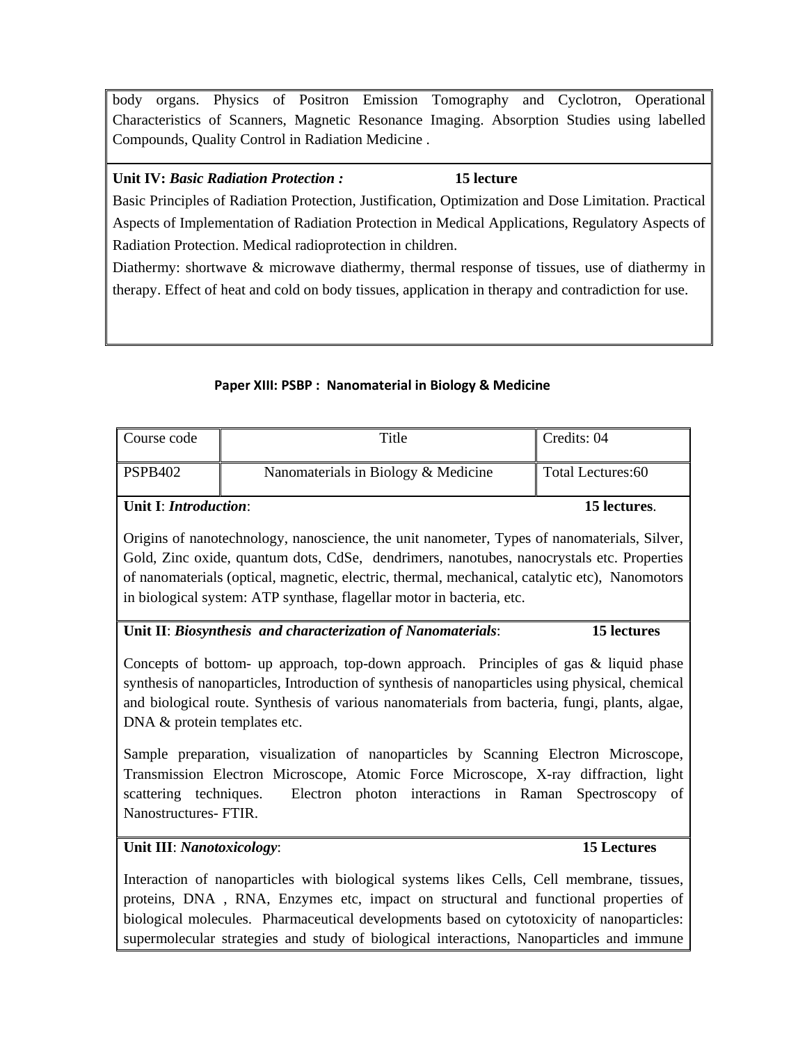body organs. Physics of Positron Emission Tomography and Cyclotron, Operational Characteristics of Scanners, Magnetic Resonance Imaging. Absorption Studies using labelled Compounds, Quality Control in Radiation Medicine .

**Unit IV:** ***Basic Radiation Protection :*** **15 lecture**

Basic Principles of Radiation Protection, Justification, Optimization and Dose Limitation. Practical Aspects of Implementation of Radiation Protection in Medical Applications, Regulatory Aspects of Radiation Protection. Medical radioprotection in children.

Diathermy: shortwave & microwave diathermy, thermal response of tissues, use of diathermy in therapy. Effect of heat and cold on body tissues, application in therapy and contradiction for use.

## Paper XIII: PSBP : Nanomaterial in Biology & Medicine

| Course code | Title | Credits: 04 |
| --- | --- | --- |
| PSPB402 | Nanomaterials in Biology & Medicine | Total Lectures:60 |

**Unit I**: ***Introduction***: **15 lectures**.

Origins of nanotechnology, nanoscience, the unit nanometer, Types of nanomaterials, Silver, Gold, Zinc oxide, quantum dots, CdSe, dendrimers, nanotubes, nanocrystals etc. Properties of nanomaterials (optical, magnetic, electric, thermal, mechanical, catalytic etc), Nanomotors in biological system: ATP synthase, flagellar motor in bacteria, etc.

**Unit II**: ***Biosynthesis and characterization of Nanomaterials***: **15 lectures**

Concepts of bottom- up approach, top-down approach. Principles of gas & liquid phase synthesis of nanoparticles, Introduction of synthesis of nanoparticles using physical, chemical and biological route. Synthesis of various nanomaterials from bacteria, fungi, plants, algae, DNA & protein templates etc.

Sample preparation, visualization of nanoparticles by Scanning Electron Microscope, Transmission Electron Microscope, Atomic Force Microscope, X-ray diffraction, light scattering techniques. Electron photon interactions in Raman Spectroscopy of Nanostructures- FTIR.

**Unit III**: ***Nanotoxicology***: **15 Lectures**

Interaction of nanoparticles with biological systems likes Cells, Cell membrane, tissues, proteins, DNA , RNA, Enzymes etc, impact on structural and functional properties of biological molecules. Pharmaceutical developments based on cytotoxicity of nanoparticles: supermolecular strategies and study of biological interactions, Nanoparticles and immune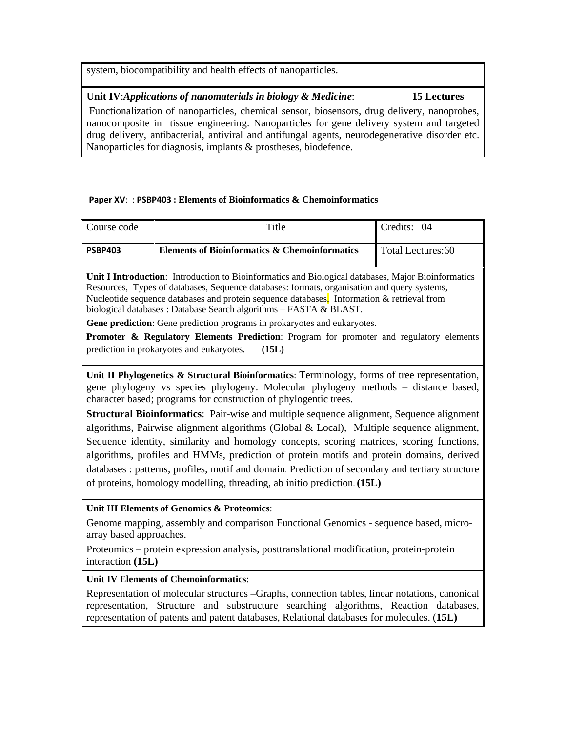system, biocompatibility and health effects of nanoparticles.

**Unit IV**:***Applications of nanomaterials in biology & Medicine***: **15 Lectures**

Functionalization of nanoparticles, chemical sensor, biosensors, drug delivery, nanoprobes, nanocomposite in tissue engineering. Nanoparticles for gene delivery system and targeted drug delivery, antibacterial, antiviral and antifungal agents, neurodegenerative disorder etc. Nanoparticles for diagnosis, implants & prostheses, biodefence.

**Paper XV**: : **PSBP403 : Elements of Bioinformatics & Chemoinformatics**

| Course code | Title | Credits: 04 |
|---|---|---|
| **PSBP403** | **Elements of Bioinformatics & Chemoinformatics** | Total Lectures:60 |

**Unit I Introduction**: Introduction to Bioinformatics and Biological databases, Major Bioinformatics Resources, Types of databases, Sequence databases: formats, organisation and query systems, Nucleotide sequence databases and protein sequence databases, Information & retrieval from biological databases : Database Search algorithms – FASTA & BLAST.

**Gene prediction**: Gene prediction programs in prokaryotes and eukaryotes.

**Promoter & Regulatory Elements Prediction**: Program for promoter and regulatory elements prediction in prokaryotes and eukaryotes. **(15L)**

**Unit II Phylogenetics & Structural Bioinformatics**: Terminology, forms of tree representation, gene phylogeny vs species phylogeny. Molecular phylogeny methods – distance based, character based; programs for construction of phylogentic trees.

**Structural Bioinformatics**: Pair-wise and multiple sequence alignment, Sequence alignment algorithms, Pairwise alignment algorithms (Global & Local), Multiple sequence alignment, Sequence identity, similarity and homology concepts, scoring matrices, scoring functions, algorithms, profiles and HMMs, prediction of protein motifs and protein domains, derived databases : patterns, profiles, motif and domain. Prediction of secondary and tertiary structure of proteins, homology modelling, threading, ab initio prediction. **(15L)**

**Unit III Elements of Genomics & Proteomics**:

Genome mapping, assembly and comparison Functional Genomics - sequence based, micro-array based approaches.

Proteomics – protein expression analysis, posttranslational modification, protein-protein interaction **(15L)**

**Unit IV Elements of Chemoinformatics**:

Representation of molecular structures –Graphs, connection tables, linear notations, canonical representation, Structure and substructure searching algorithms, Reaction databases, representation of patents and patent databases, Relational databases for molecules. (**15L)**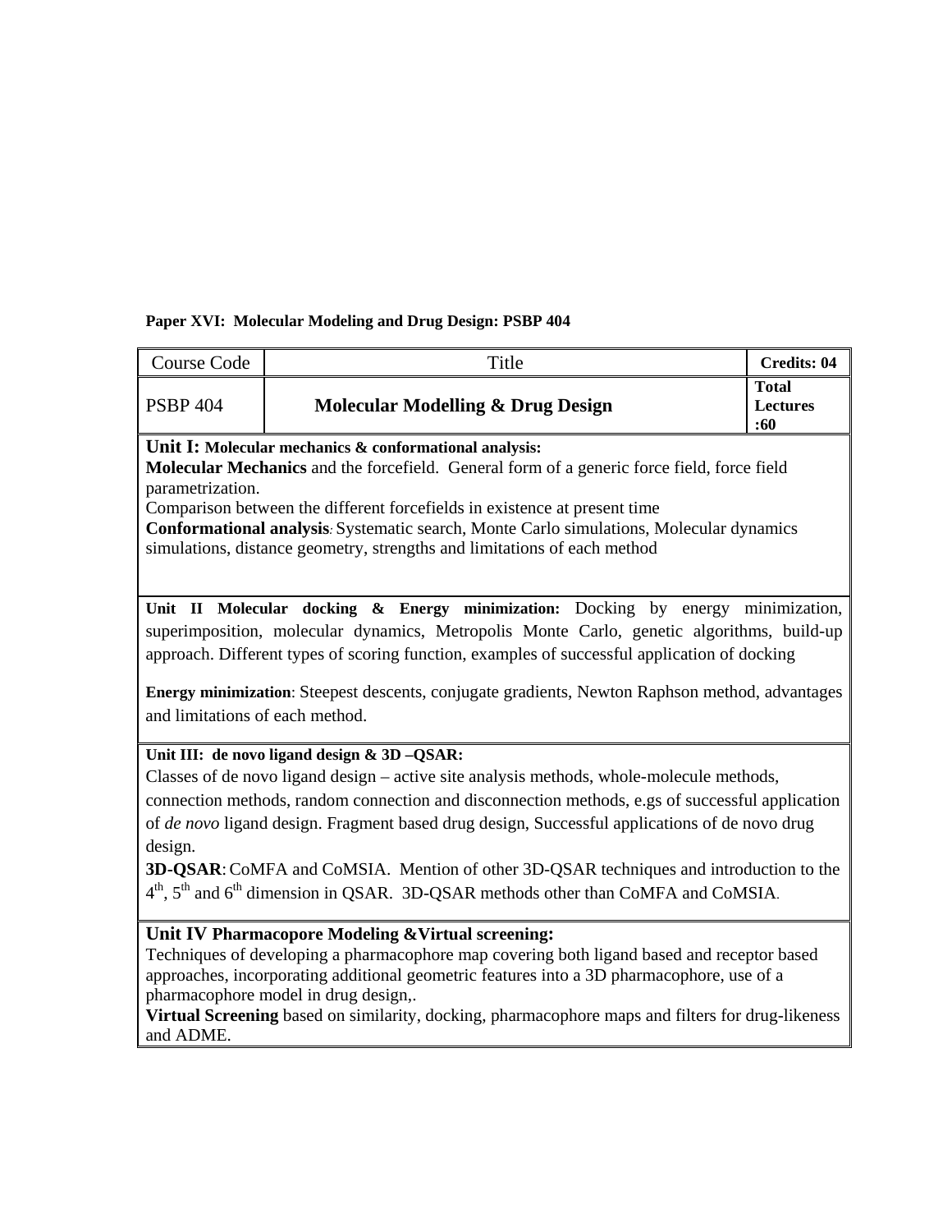**Paper XVI: Molecular Modeling and Drug Design: PSBP 404**

| Course Code | Title | Credits: 04 |
|---|---|---|
| PSBP 404 | **Molecular Modelling & Drug Design** | **Total Lectures :60** |

**Unit I: Molecular mechanics & conformational analysis:**

**Molecular Mechanics** and the forcefield. General form of a generic force field, force field parametrization.

Comparison between the different forcefields in existence at present time

**Conformational analysis**: Systematic search, Monte Carlo simulations, Molecular dynamics simulations, distance geometry, strengths and limitations of each method

**Unit II Molecular docking & Energy minimization:** Docking by energy minimization, superimposition, molecular dynamics, Metropolis Monte Carlo, genetic algorithms, build-up approach. Different types of scoring function, examples of successful application of docking

**Energy minimization**: Steepest descents, conjugate gradients, Newton Raphson method, advantages and limitations of each method.

**Unit III: de novo ligand design & 3D –QSAR:**

Classes of de novo ligand design – active site analysis methods, whole-molecule methods, connection methods, random connection and disconnection methods, e.gs of successful application of *de novo* ligand design. Fragment based drug design, Successful applications of de novo drug design.

**3D-QSAR**: CoMFA and CoMSIA. Mention of other 3D-QSAR techniques and introduction to the 4$^{th}$, 5$^{th}$ and 6$^{th}$ dimension in QSAR. 3D-QSAR methods other than CoMFA and CoMSIA.

**Unit IV Pharmacopore Modeling &Virtual screening:**

Techniques of developing a pharmacophore map covering both ligand based and receptor based approaches, incorporating additional geometric features into a 3D pharmacophore, use of a pharmacophore model in drug design,.

**Virtual Screening** based on similarity, docking, pharmacophore maps and filters for drug-likeness and ADME.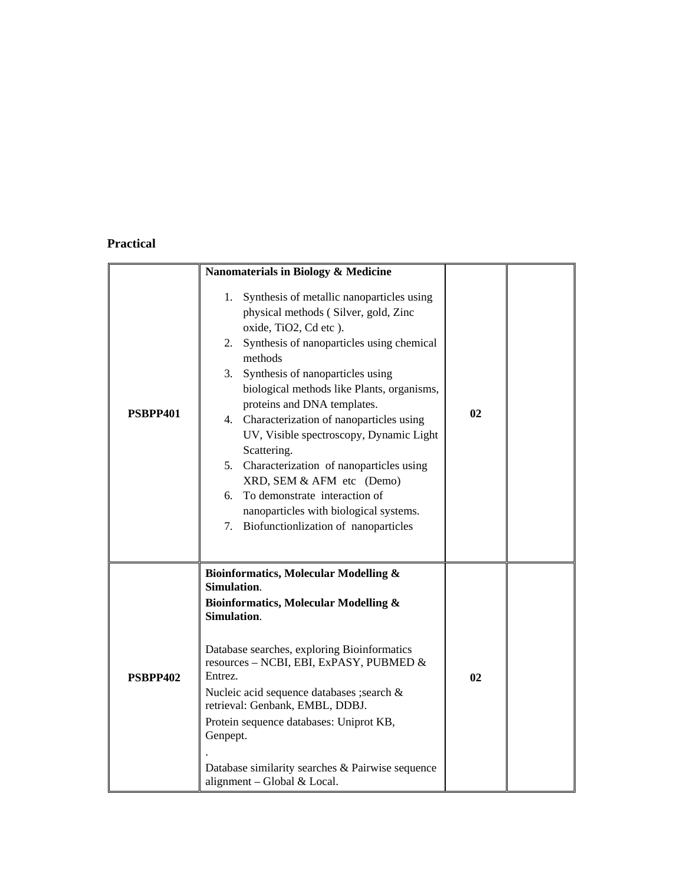**Practical**

| | | | |
|---|---|---|---|
| **PSBPP401** | **Nanomaterials in Biology & Medicine**<br><br>1. Synthesis of metallic nanoparticles using physical methods ( Silver, gold, Zinc oxide, TiO2, Cd etc ).<br>2. Synthesis of nanoparticles using chemical methods<br>3. Synthesis of nanoparticles using biological methods like Plants, organisms, proteins and DNA templates.<br>4. Characterization of nanoparticles using UV, Visible spectroscopy, Dynamic Light Scattering.<br>5. Characterization of nanoparticles using XRD, SEM & AFM etc (Demo)<br>6. To demonstrate interaction of nanoparticles with biological systems.<br>7. Biofunctionlization of nanoparticles | **02** | |
| **PSBPP402** | **Bioinformatics, Molecular Modelling & Simulation**.<br>**Bioinformatics, Molecular Modelling & Simulation**.<br><br>Database searches, exploring Bioinformatics resources – NCBI, EBI, ExPASY, PUBMED & Entrez.<br>Nucleic acid sequence databases ;search & retrieval: Genbank, EMBL, DDBJ.<br>Protein sequence databases: Uniprot KB, Genpept.<br>.<br>Database similarity searches & Pairwise sequence alignment – Global & Local. | **02** | |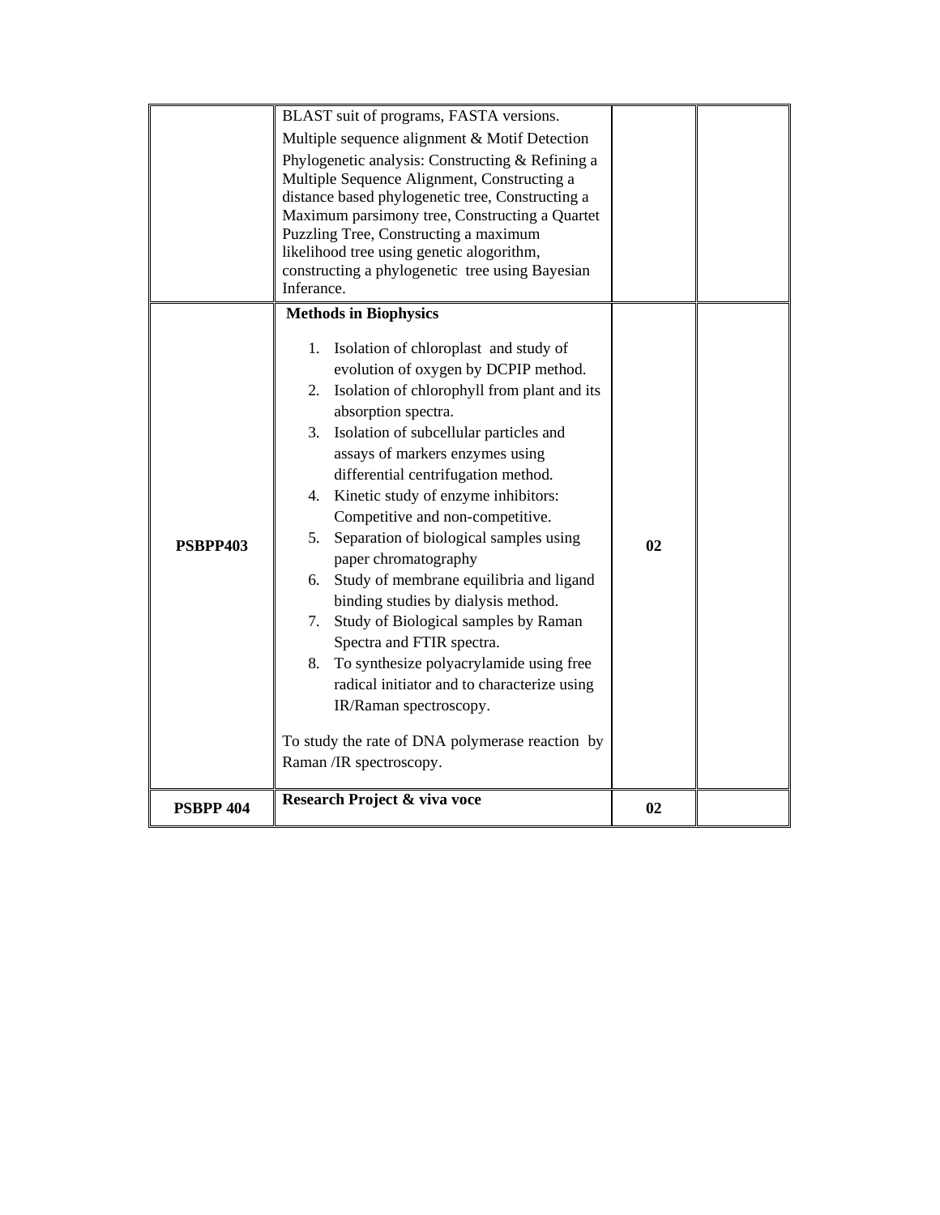|  |  |  |  |
|---|---|---|---|
|  | BLAST suit of programs, FASTA versions.<br>Multiple sequence alignment & Motif Detection<br>Phylogenetic analysis: Constructing & Refining a Multiple Sequence Alignment, Constructing a distance based phylogenetic tree, Constructing a Maximum parsimony tree, Constructing a Quartet Puzzling Tree, Constructing a maximum likelihood tree using genetic alogorithm, constructing a phylogenetic tree using Bayesian Inferance. |  |  |
| **PSBPP403** | **Methods in Biophysics**<br>1. Isolation of chloroplast and study of evolution of oxygen by DCPIP method.<br>2. Isolation of chlorophyll from plant and its absorption spectra.<br>3. Isolation of subcellular particles and assays of markers enzymes using differential centrifugation method.<br>4. Kinetic study of enzyme inhibitors: Competitive and non-competitive.<br>5. Separation of biological samples using paper chromatography<br>6. Study of membrane equilibria and ligand binding studies by dialysis method.<br>7. Study of Biological samples by Raman Spectra and FTIR spectra.<br>8. To synthesize polyacrylamide using free radical initiator and to characterize using IR/Raman spectroscopy.<br><br>To study the rate of DNA polymerase reaction by Raman /IR spectroscopy. | **02** |  |
| **PSBPP 404** | **Research Project & viva voce** | **02** |  |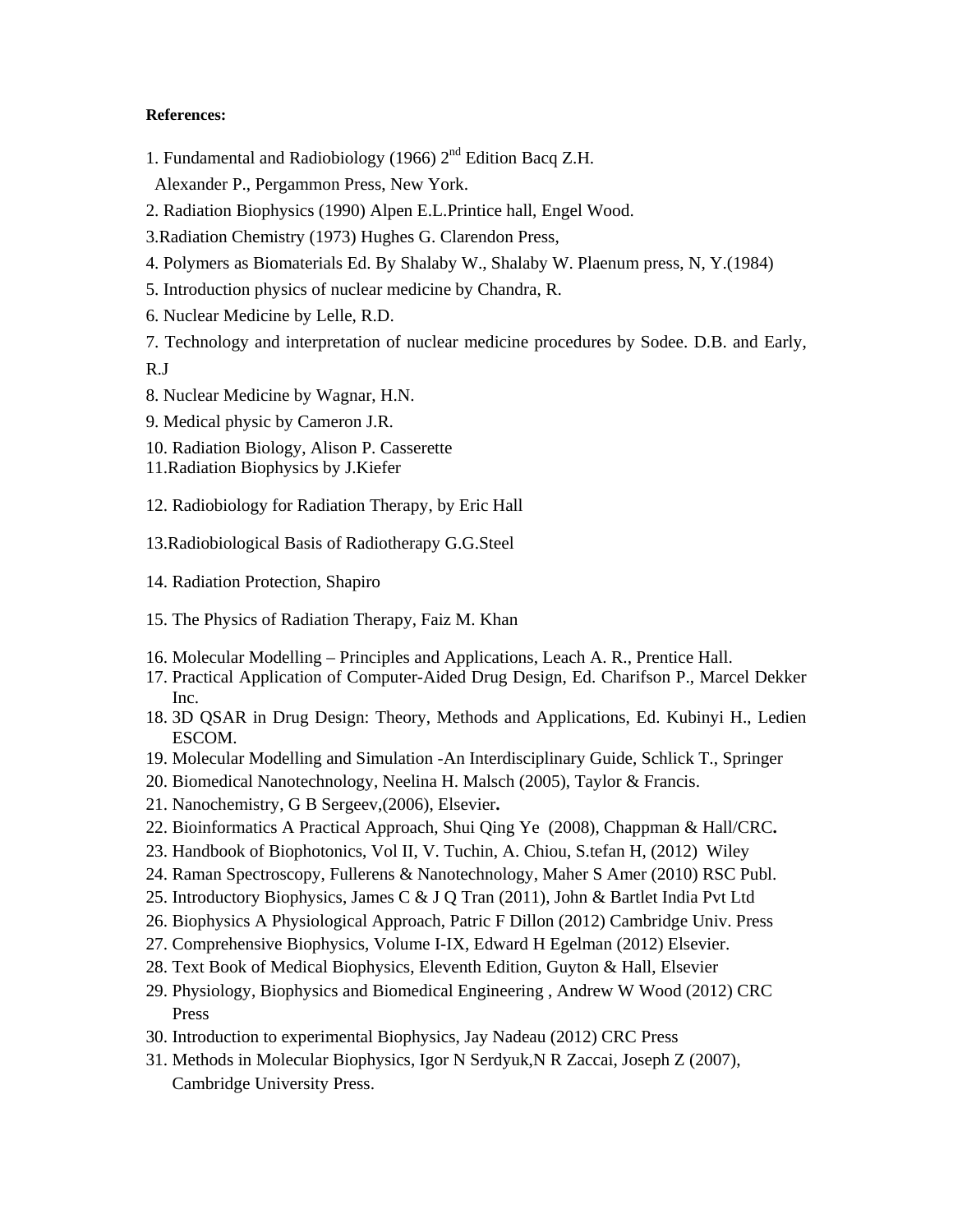**References:**

1. Fundamental and Radiobiology (1966) 2nd Edition Bacq Z.H. Alexander P., Pergammon Press, New York.
2. Radiation Biophysics (1990) Alpen E.L.Printice hall, Engel Wood.
3. Radiation Chemistry (1973) Hughes G. Clarendon Press,
4. Polymers as Biomaterials Ed. By Shalaby W., Shalaby W. Plaenum press, N, Y.(1984)
5. Introduction physics of nuclear medicine by Chandra, R.
6. Nuclear Medicine by Lelle, R.D.
7. Technology and interpretation of nuclear medicine procedures by Sodee. D.B. and Early, R.J
8. Nuclear Medicine by Wagnar, H.N.
9. Medical physic by Cameron J.R.
10. Radiation Biology, Alison P. Casserette
11. Radiation Biophysics by J.Kiefer
12. Radiobiology for Radiation Therapy, by Eric Hall
13. Radiobiological Basis of Radiotherapy G.G.Steel
14. Radiation Protection, Shapiro
15. The Physics of Radiation Therapy, Faiz M. Khan
16. Molecular Modelling – Principles and Applications, Leach A. R., Prentice Hall.
17. Practical Application of Computer-Aided Drug Design, Ed. Charifson P., Marcel Dekker Inc.
18. 3D QSAR in Drug Design: Theory, Methods and Applications, Ed. Kubinyi H., Ledien ESCOM.
19. Molecular Modelling and Simulation -An Interdisciplinary Guide, Schlick T., Springer
20. Biomedical Nanotechnology, Neelina H. Malsch (2005), Taylor & Francis.
21. Nanochemistry, G B Sergeev,(2006), Elsevier**.**
22. Bioinformatics A Practical Approach, Shui Qing Ye (2008), Chappman & Hall/CRC**.**
23. Handbook of Biophotonics, Vol II, V. Tuchin, A. Chiou, S.tefan H, (2012) Wiley
24. Raman Spectroscopy, Fullerens & Nanotechnology, Maher S Amer (2010) RSC Publ.
25. Introductory Biophysics, James C & J Q Tran (2011), John & Bartlet India Pvt Ltd
26. Biophysics A Physiological Approach, Patric F Dillon (2012) Cambridge Univ. Press
27. Comprehensive Biophysics, Volume I-IX, Edward H Egelman (2012) Elsevier.
28. Text Book of Medical Biophysics, Eleventh Edition, Guyton & Hall, Elsevier
29. Physiology, Biophysics and Biomedical Engineering , Andrew W Wood (2012) CRC Press
30. Introduction to experimental Biophysics, Jay Nadeau (2012) CRC Press
31. Methods in Molecular Biophysics, Igor N Serdyuk,N R Zaccai, Joseph Z (2007), Cambridge University Press.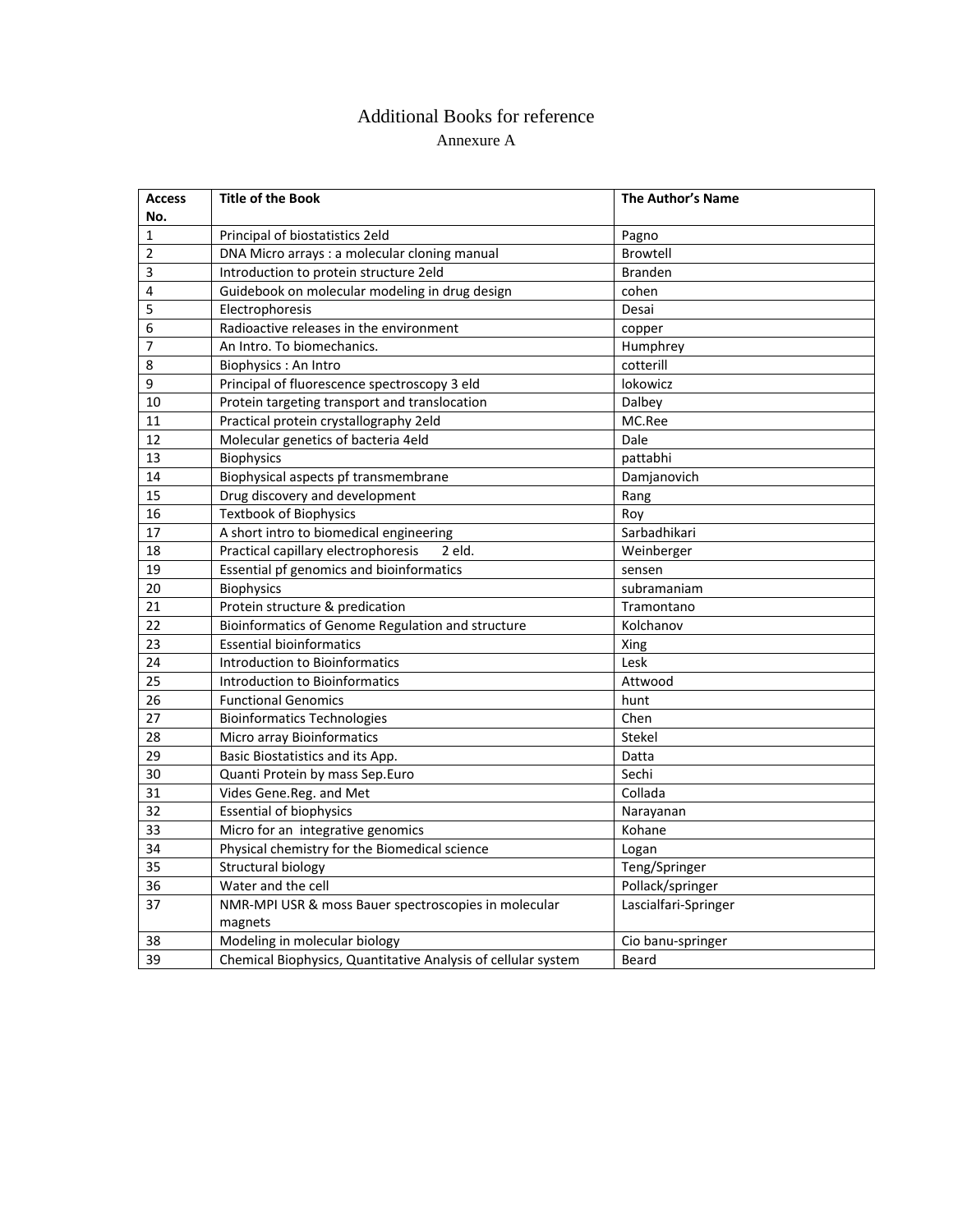# Additional Books for reference

Annexure A

| Access No. | Title of the Book | The Author's Name |
|---|---|---|
| 1 | Principal of biostatistics 2eld | Pagno |
| 2 | DNA Micro arrays : a molecular cloning manual | Browtell |
| 3 | Introduction to protein structure 2eld | Branden |
| 4 | Guidebook on molecular modeling in drug design | cohen |
| 5 | Electrophoresis | Desai |
| 6 | Radioactive releases in the environment | copper |
| 7 | An Intro. To biomechanics. | Humphrey |
| 8 | Biophysics : An Intro | cotterill |
| 9 | Principal of fluorescence spectroscopy 3 eld | lokowicz |
| 10 | Protein targeting transport and translocation | Dalbey |
| 11 | Practical protein crystallography 2eld | MC.Ree |
| 12 | Molecular genetics of bacteria 4eld | Dale |
| 13 | Biophysics | pattabhi |
| 14 | Biophysical aspects pf transmembrane | Damjanovich |
| 15 | Drug discovery and development | Rang |
| 16 | Textbook of Biophysics | Roy |
| 17 | A short intro to biomedical engineering | Sarbadhikari |
| 18 | Practical capillary electrophoresis 2 eld. | Weinberger |
| 19 | Essential pf genomics and bioinformatics | sensen |
| 20 | Biophysics | subramaniam |
| 21 | Protein structure & predication | Tramontano |
| 22 | Bioinformatics of Genome Regulation and structure | Kolchanov |
| 23 | Essential bioinformatics | Xing |
| 24 | Introduction to Bioinformatics | Lesk |
| 25 | Introduction to Bioinformatics | Attwood |
| 26 | Functional Genomics | hunt |
| 27 | Bioinformatics Technologies | Chen |
| 28 | Micro array Bioinformatics | Stekel |
| 29 | Basic Biostatistics and its App. | Datta |
| 30 | Quanti Protein by mass Sep.Euro | Sechi |
| 31 | Vides Gene.Reg. and Met | Collada |
| 32 | Essential of biophysics | Narayanan |
| 33 | Micro for an integrative genomics | Kohane |
| 34 | Physical chemistry for the Biomedical science | Logan |
| 35 | Structural biology | Teng/Springer |
| 36 | Water and the cell | Pollack/springer |
| 37 | NMR-MPI USR & moss Bauer spectroscopies in molecular magnets | Lascialfari-Springer |
| 38 | Modeling in molecular biology | Cio banu-springer |
| 39 | Chemical Biophysics, Quantitative Analysis of cellular system | Beard |